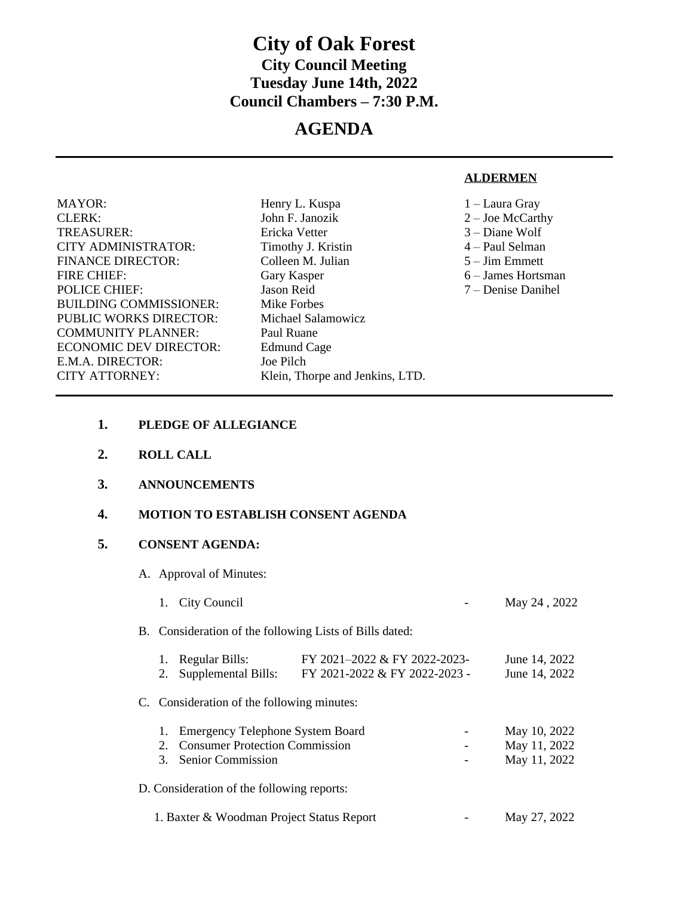# City of Oak Forest

## City Council Meeting
## Tuesday June 14th, 2022
## Council Chambers – 7:30 P.M.

# AGENDA

---

| | |
|---|---|
| MAYOR: | Henry L. Kuspa |
| CLERK: | John F. Janozik |
| TREASURER: | Ericka Vetter |
| CITY ADMINISTRATOR: | Timothy J. Kristin |
| FINANCE DIRECTOR: | Colleen M. Julian |
| FIRE CHIEF: | Gary Kasper |
| POLICE CHIEF: | Jason Reid |
| BUILDING COMMISSIONER: | Mike Forbes |
| PUBLIC WORKS DIRECTOR: | Michael Salamowicz |
| COMMUNITY PLANNER: | Paul Ruane |
| ECONOMIC DEV DIRECTOR: | Edmund Cage |
| E.M.A. DIRECTOR: | Joe Pilch |
| CITY ATTORNEY: | Klein, Thorpe and Jenkins, LTD. |

**ALDERMEN**

1 – Laura Gray
2 – Joe McCarthy
3 – Diane Wolf
4 – Paul Selman
5 – Jim Emmett
6 – James Hortsman
7 – Denise Danihel

---

**1. PLEDGE OF ALLEGIANCE**

**2. ROLL CALL**

**3. ANNOUNCEMENTS**

**4. MOTION TO ESTABLISH CONSENT AGENDA**

**5. CONSENT AGENDA:**

A. Approval of Minutes:

1. City Council - May 24 , 2022

B. Consideration of the following Lists of Bills dated:

1. Regular Bills: FY 2021–2022 & FY 2022-2023- June 14, 2022
2. Supplemental Bills: FY 2021-2022 & FY 2022-2023 - June 14, 2022

C. Consideration of the following minutes:

1. Emergency Telephone System Board - May 10, 2022
2. Consumer Protection Commission - May 11, 2022
3. Senior Commission - May 11, 2022

D. Consideration of the following reports:

1. Baxter & Woodman Project Status Report - May 27, 2022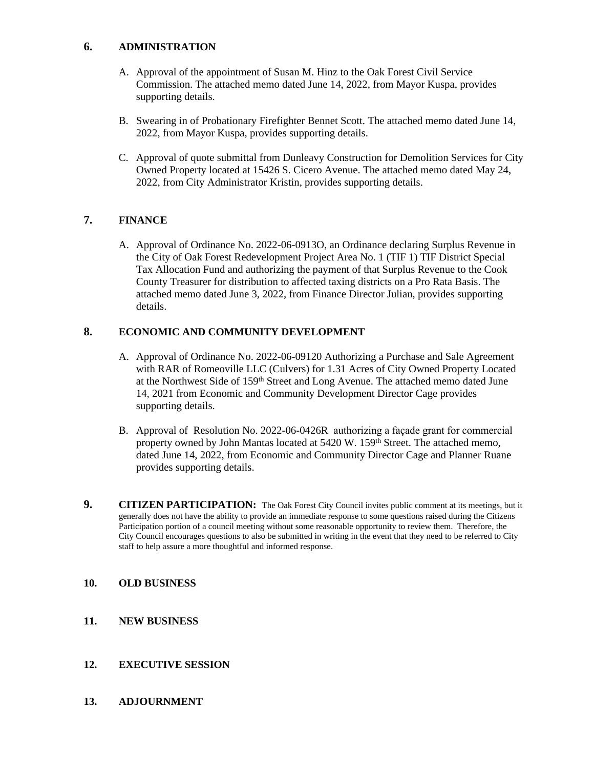## 6. ADMINISTRATION

A. Approval of the appointment of Susan M. Hinz to the Oak Forest Civil Service Commission. The attached memo dated June 14, 2022, from Mayor Kuspa, provides supporting details.

B. Swearing in of Probationary Firefighter Bennet Scott. The attached memo dated June 14, 2022, from Mayor Kuspa, provides supporting details.

C. Approval of quote submittal from Dunleavy Construction for Demolition Services for City Owned Property located at 15426 S. Cicero Avenue. The attached memo dated May 24, 2022, from City Administrator Kristin, provides supporting details.

## 7. FINANCE

A. Approval of Ordinance No. 2022-06-0913O, an Ordinance declaring Surplus Revenue in the City of Oak Forest Redevelopment Project Area No. 1 (TIF 1) TIF District Special Tax Allocation Fund and authorizing the payment of that Surplus Revenue to the Cook County Treasurer for distribution to affected taxing districts on a Pro Rata Basis. The attached memo dated June 3, 2022, from Finance Director Julian, provides supporting details.

## 8. ECONOMIC AND COMMUNITY DEVELOPMENT

A. Approval of Ordinance No. 2022-06-09120 Authorizing a Purchase and Sale Agreement with RAR of Romeoville LLC (Culvers) for 1.31 Acres of City Owned Property Located at the Northwest Side of 159th Street and Long Avenue. The attached memo dated June 14, 2021 from Economic and Community Development Director Cage provides supporting details.

B. Approval of Resolution No. 2022-06-0426R authorizing a façade grant for commercial property owned by John Mantas located at 5420 W. 159th Street. The attached memo, dated June 14, 2022, from Economic and Community Director Cage and Planner Ruane provides supporting details.

## 9. CITIZEN PARTICIPATION:

The Oak Forest City Council invites public comment at its meetings, but it generally does not have the ability to provide an immediate response to some questions raised during the Citizens Participation portion of a council meeting without some reasonable opportunity to review them. Therefore, the City Council encourages questions to also be submitted in writing in the event that they need to be referred to City staff to help assure a more thoughtful and informed response.

## 10. OLD BUSINESS

## 11. NEW BUSINESS

## 12. EXECUTIVE SESSION

## 13. ADJOURNMENT